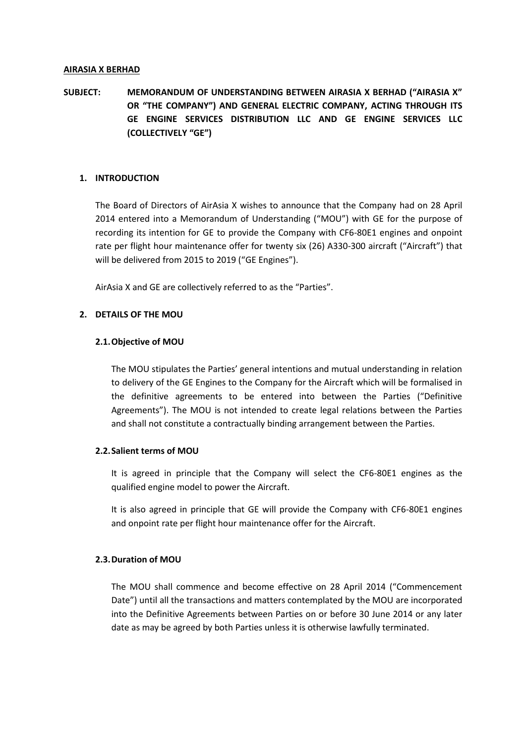**AIRASIA X BERHAD**

**SUBJECT: MEMORANDUM OF UNDERSTANDING BETWEEN AIRASIA X BERHAD ("AIRASIA X" OR "THE COMPANY") AND GENERAL ELECTRIC COMPANY, ACTING THROUGH ITS GE ENGINE SERVICES DISTRIBUTION LLC AND GE ENGINE SERVICES LLC (COLLECTIVELY "GE")**

## 1. INTRODUCTION

The Board of Directors of AirAsia X wishes to announce that the Company had on 28 April 2014 entered into a Memorandum of Understanding ("MOU") with GE for the purpose of recording its intention for GE to provide the Company with CF6-80E1 engines and onpoint rate per flight hour maintenance offer for twenty six (26) A330-300 aircraft ("Aircraft") that will be delivered from 2015 to 2019 ("GE Engines").

AirAsia X and GE are collectively referred to as the "Parties".

## 2. DETAILS OF THE MOU

### 2.1. Objective of MOU

The MOU stipulates the Parties' general intentions and mutual understanding in relation to delivery of the GE Engines to the Company for the Aircraft which will be formalised in the definitive agreements to be entered into between the Parties ("Definitive Agreements"). The MOU is not intended to create legal relations between the Parties and shall not constitute a contractually binding arrangement between the Parties.

### 2.2. Salient terms of MOU

It is agreed in principle that the Company will select the CF6-80E1 engines as the qualified engine model to power the Aircraft.

It is also agreed in principle that GE will provide the Company with CF6-80E1 engines and onpoint rate per flight hour maintenance offer for the Aircraft.

### 2.3. Duration of MOU

The MOU shall commence and become effective on 28 April 2014 ("Commencement Date") until all the transactions and matters contemplated by the MOU are incorporated into the Definitive Agreements between Parties on or before 30 June 2014 or any later date as may be agreed by both Parties unless it is otherwise lawfully terminated.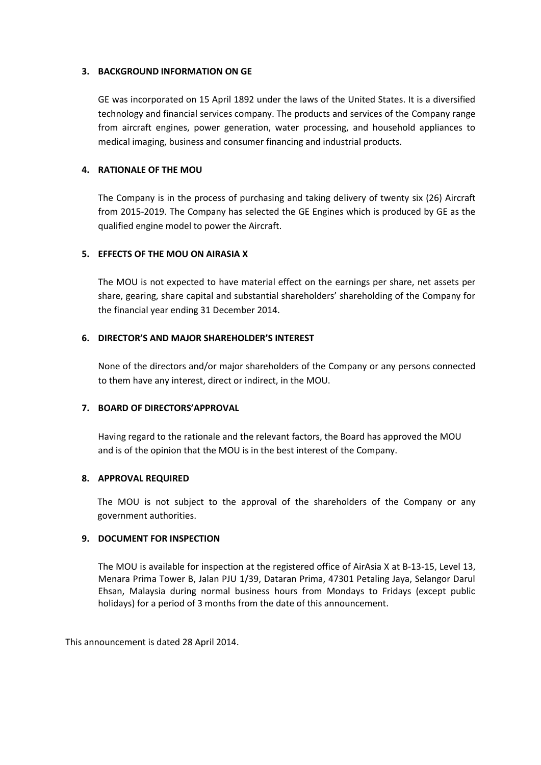### 3. BACKGROUND INFORMATION ON GE

GE was incorporated on 15 April 1892 under the laws of the United States. It is a diversified technology and financial services company. The products and services of the Company range from aircraft engines, power generation, water processing, and household appliances to medical imaging, business and consumer financing and industrial products.

### 4. RATIONALE OF THE MOU

The Company is in the process of purchasing and taking delivery of twenty six (26) Aircraft from 2015-2019. The Company has selected the GE Engines which is produced by GE as the qualified engine model to power the Aircraft.

### 5. EFFECTS OF THE MOU ON AIRASIA X

The MOU is not expected to have material effect on the earnings per share, net assets per share, gearing, share capital and substantial shareholders' shareholding of the Company for the financial year ending 31 December 2014.

### 6. DIRECTOR'S AND MAJOR SHAREHOLDER'S INTEREST

None of the directors and/or major shareholders of the Company or any persons connected to them have any interest, direct or indirect, in the MOU.

### 7. BOARD OF DIRECTORS'APPROVAL

Having regard to the rationale and the relevant factors, the Board has approved the MOU and is of the opinion that the MOU is in the best interest of the Company.

### 8. APPROVAL REQUIRED

The MOU is not subject to the approval of the shareholders of the Company or any government authorities.

### 9. DOCUMENT FOR INSPECTION

The MOU is available for inspection at the registered office of AirAsia X at B-13-15, Level 13, Menara Prima Tower B, Jalan PJU 1/39, Dataran Prima, 47301 Petaling Jaya, Selangor Darul Ehsan, Malaysia during normal business hours from Mondays to Fridays (except public holidays) for a period of 3 months from the date of this announcement.

This announcement is dated 28 April 2014.